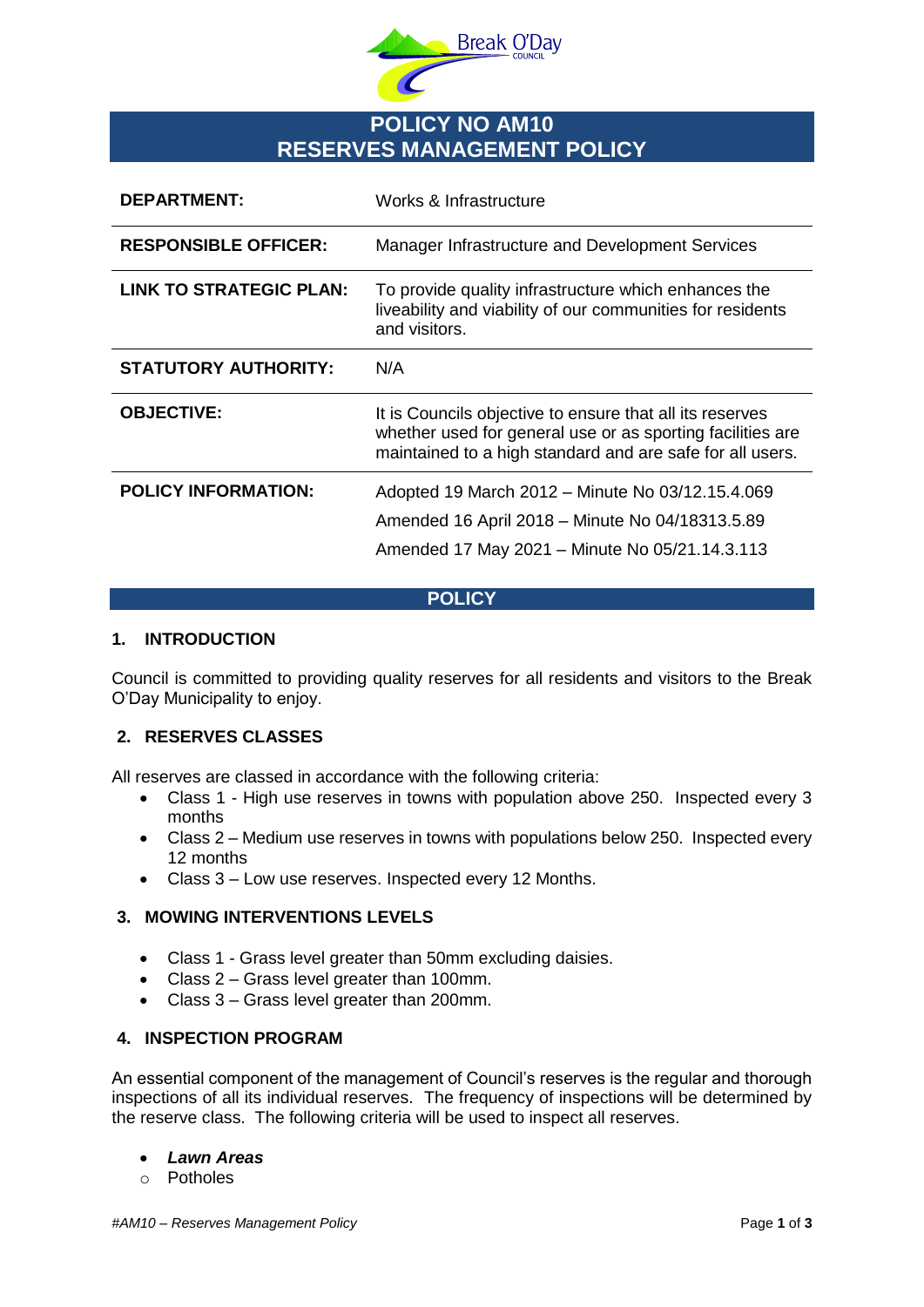# POLICY NO AM10
# RESERVES MANAGEMENT POLICY

| | |
|---|---|
| **DEPARTMENT:** | Works & Infrastructure |
| **RESPONSIBLE OFFICER:** | Manager Infrastructure and Development Services |
| **LINK TO STRATEGIC PLAN:** | To provide quality infrastructure which enhances the liveability and viability of our communities for residents and visitors. |
| **STATUTORY AUTHORITY:** | N/A |
| **OBJECTIVE:** | It is Councils objective to ensure that all its reserves whether used for general use or as sporting facilities are maintained to a high standard and are safe for all users. |
| **POLICY INFORMATION:** | Adopted 19 March 2012 – Minute No 03/12.15.4.069<br>Amended 16 April 2018 – Minute No 04/18313.5.89<br>Amended 17 May 2021 – Minute No 05/21.14.3.113 |

## POLICY

### 1. INTRODUCTION

Council is committed to providing quality reserves for all residents and visitors to the Break O'Day Municipality to enjoy.

### 2. RESERVES CLASSES

All reserves are classed in accordance with the following criteria:

- Class 1 - High use reserves in towns with population above 250. Inspected every 3 months
- Class 2 – Medium use reserves in towns with populations below 250. Inspected every 12 months
- Class 3 – Low use reserves. Inspected every 12 Months.

### 3. MOWING INTERVENTIONS LEVELS

- Class 1 - Grass level greater than 50mm excluding daisies.
- Class 2 – Grass level greater than 100mm.
- Class 3 – Grass level greater than 200mm.

### 4. INSPECTION PROGRAM

An essential component of the management of Council's reserves is the regular and thorough inspections of all its individual reserves. The frequency of inspections will be determined by the reserve class. The following criteria will be used to inspect all reserves.

- ***Lawn Areas***
  - Potholes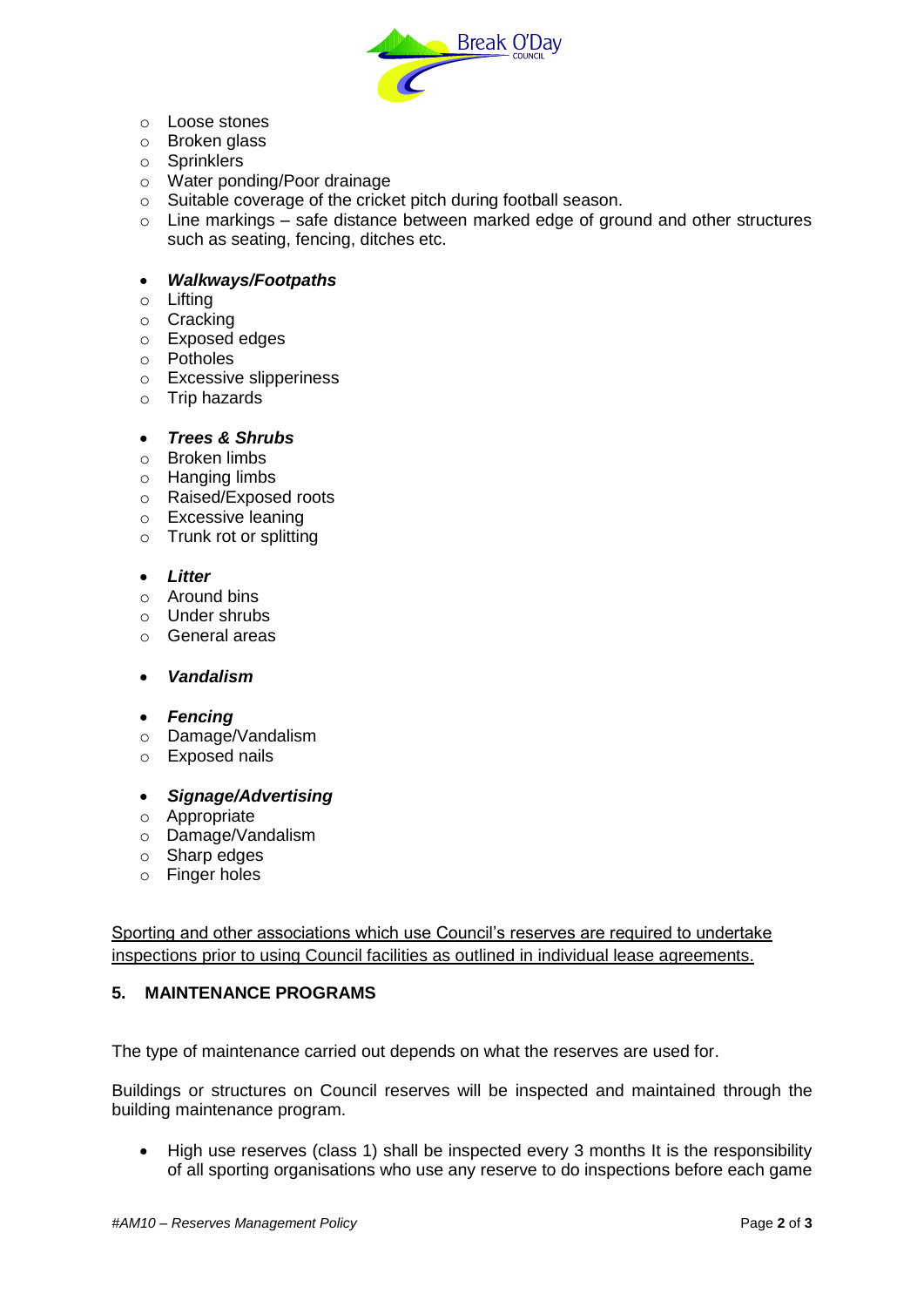- Loose stones
- Broken glass
- Sprinklers
- Water ponding/Poor drainage
- Suitable coverage of the cricket pitch during football season.
- Line markings – safe distance between marked edge of ground and other structures such as seating, fencing, ditches etc.

- ***Walkways/Footpaths***
  - Lifting
  - Cracking
  - Exposed edges
  - Potholes
  - Excessive slipperiness
  - Trip hazards

- ***Trees & Shrubs***
  - Broken limbs
  - Hanging limbs
  - Raised/Exposed roots
  - Excessive leaning
  - Trunk rot or splitting

- ***Litter***
  - Around bins
  - Under shrubs
  - General areas

- ***Vandalism***

- ***Fencing***
  - Damage/Vandalism
  - Exposed nails

- ***Signage/Advertising***
  - Appropriate
  - Damage/Vandalism
  - Sharp edges
  - Finger holes

<u>Sporting and other associations which use Council's reserves are required to undertake inspections prior to using Council facilities as outlined in individual lease agreements.</u>

## 5. MAINTENANCE PROGRAMS

The type of maintenance carried out depends on what the reserves are used for.

Buildings or structures on Council reserves will be inspected and maintained through the building maintenance program.

- High use reserves (class 1) shall be inspected every 3 months It is the responsibility of all sporting organisations who use any reserve to do inspections before each game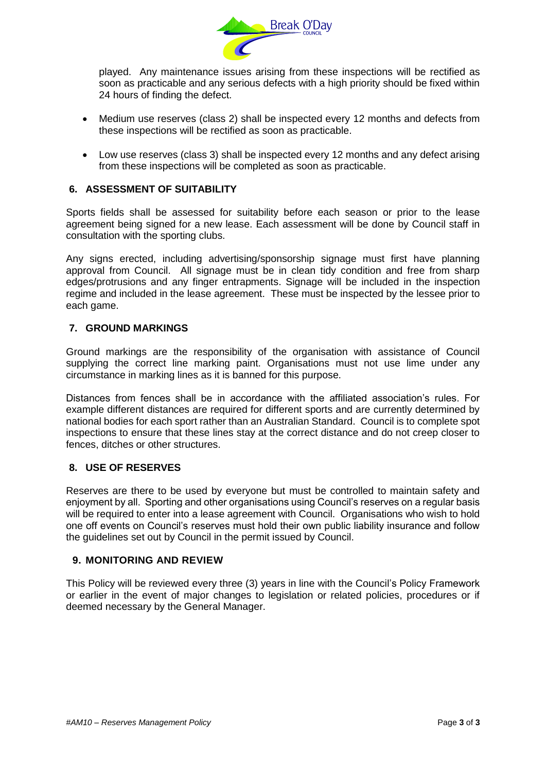played. Any maintenance issues arising from these inspections will be rectified as soon as practicable and any serious defects with a high priority should be fixed within 24 hours of finding the defect.

- Medium use reserves (class 2) shall be inspected every 12 months and defects from these inspections will be rectified as soon as practicable.
- Low use reserves (class 3) shall be inspected every 12 months and any defect arising from these inspections will be completed as soon as practicable.

## 6. ASSESSMENT OF SUITABILITY

Sports fields shall be assessed for suitability before each season or prior to the lease agreement being signed for a new lease. Each assessment will be done by Council staff in consultation with the sporting clubs.

Any signs erected, including advertising/sponsorship signage must first have planning approval from Council. All signage must be in clean tidy condition and free from sharp edges/protrusions and any finger entrapments. Signage will be included in the inspection regime and included in the lease agreement. These must be inspected by the lessee prior to each game.

## 7. GROUND MARKINGS

Ground markings are the responsibility of the organisation with assistance of Council supplying the correct line marking paint. Organisations must not use lime under any circumstance in marking lines as it is banned for this purpose.

Distances from fences shall be in accordance with the affiliated association's rules. For example different distances are required for different sports and are currently determined by national bodies for each sport rather than an Australian Standard. Council is to complete spot inspections to ensure that these lines stay at the correct distance and do not creep closer to fences, ditches or other structures.

## 8. USE OF RESERVES

Reserves are there to be used by everyone but must be controlled to maintain safety and enjoyment by all. Sporting and other organisations using Council's reserves on a regular basis will be required to enter into a lease agreement with Council. Organisations who wish to hold one off events on Council's reserves must hold their own public liability insurance and follow the guidelines set out by Council in the permit issued by Council.

## 9. MONITORING AND REVIEW

This Policy will be reviewed every three (3) years in line with the Council's Policy Framework or earlier in the event of major changes to legislation or related policies, procedures or if deemed necessary by the General Manager.